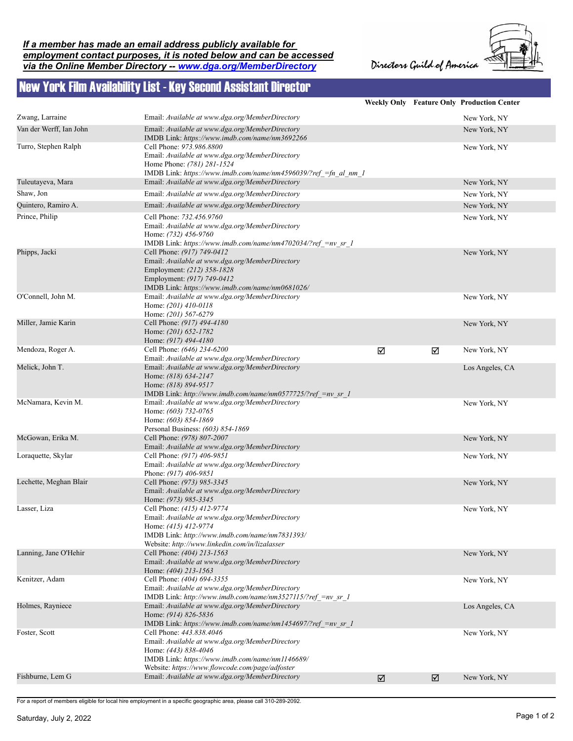***If a member has made an email address publicly available for employment contact purposes, it is noted below and can be accessed via the Online Member Directory -- www.dga.org/MemberDirectory***

Directors Guild of America

# New York Film Availability List - Key Second Assistant Director

| Name | Contact | Weekly Only | Feature Only | Production Center |
|---|---|---|---|---|
| Zwang, Larraine | Email: *Available at www.dga.org/MemberDirectory* | | | New York, NY |
| Van der Werff, Ian John | Email: *Available at www.dga.org/MemberDirectory*<br>IMDB Link: *https://www.imdb.com/name/nm3692266* | | | New York, NY |
| Turro, Stephen Ralph | Cell Phone: *973.986.8800*<br>Email: *Available at www.dga.org/MemberDirectory*<br>Home Phone: *(781) 281-1524*<br>IMDB Link: *https://www.imdb.com/name/nm4596039/?ref_=fn_al_nm_1* | | | New York, NY |
| Tuleutayeva, Mara | Email: *Available at www.dga.org/MemberDirectory* | | | New York, NY |
| Shaw, Jon | Email: *Available at www.dga.org/MemberDirectory* | | | New York, NY |
| Quintero, Ramiro A. | Email: *Available at www.dga.org/MemberDirectory* | | | New York, NY |
| Prince, Philip | Cell Phone: *732.456.9760*<br>Email: *Available at www.dga.org/MemberDirectory*<br>Home: *(732) 456-9760*<br>IMDB Link: *https://www.imdb.com/name/nm4702034/?ref_=nv_sr_1* | | | New York, NY |
| Phipps, Jacki | Cell Phone: *(917) 749-0412*<br>Email: *Available at www.dga.org/MemberDirectory*<br>Employment: *(212) 358-1828*<br>Employment: *(917) 749-0412*<br>IMDB Link: *https://www.imdb.com/name/nm0681026/* | | | New York, NY |
| O'Connell, John M. | Email: *Available at www.dga.org/MemberDirectory*<br>Home: *(201) 410-0118*<br>Home: *(201) 567-6279* | | | New York, NY |
| Miller, Jamie Karin | Cell Phone: *(917) 494-4180*<br>Home: *(201) 652-1782*<br>Home: *(917) 494-4180* | | | New York, NY |
| Mendoza, Roger A. | Cell Phone: *(646) 234-6200*<br>Email: *Available at www.dga.org/MemberDirectory* | ☑ | ☑ | New York, NY |
| Melick, John T. | Email: *Available at www.dga.org/MemberDirectory*<br>Home: *(818) 634-2147*<br>Home: *(818) 894-9517*<br>IMDB Link: *http://www.imdb.com/name/nm0577725/?ref_=nv_sr_1* | | | Los Angeles, CA |
| McNamara, Kevin M. | Email: *Available at www.dga.org/MemberDirectory*<br>Home: *(603) 732-0765*<br>Home: *(603) 854-1869*<br>Personal Business: *(603) 854-1869* | | | New York, NY |
| McGowan, Erika M. | Cell Phone: *(978) 807-2007*<br>Email: *Available at www.dga.org/MemberDirectory* | | | New York, NY |
| Loraquette, Skylar | Cell Phone: *(917) 406-9851*<br>Email: *Available at www.dga.org/MemberDirectory*<br>Phone: *(917) 406-9851* | | | New York, NY |
| Lechette, Meghan Blair | Cell Phone: *(973) 985-3345*<br>Email: *Available at www.dga.org/MemberDirectory*<br>Home: *(973) 985-3345* | | | New York, NY |
| Lasser, Liza | Cell Phone: *(415) 412-9774*<br>Email: *Available at www.dga.org/MemberDirectory*<br>Home: *(415) 412-9774*<br>IMDB Link: *http://www.imdb.com/name/nm7831393/*<br>Website: *http://www.linkedin.com/in/lizalasser* | | | New York, NY |
| Lanning, Jane O'Hehir | Cell Phone: *(404) 213-1563*<br>Email: *Available at www.dga.org/MemberDirectory*<br>Home: *(404) 213-1563* | | | New York, NY |
| Kenitzer, Adam | Cell Phone: *(404) 694-3355*<br>Email: *Available at www.dga.org/MemberDirectory*<br>IMDB Link: *http://www.imdb.com/name/nm3527115/?ref_=nv_sr_1* | | | New York, NY |
| Holmes, Rayniece | Email: *Available at www.dga.org/MemberDirectory*<br>Home: *(914) 826-5836*<br>IMDB Link: *https://www.imdb.com/name/nm1454697/?ref_=nv_sr_1* | | | Los Angeles, CA |
| Foster, Scott | Cell Phone: *443.838.4046*<br>Email: *Available at www.dga.org/MemberDirectory*<br>Home: *(443) 838-4046*<br>IMDB Link: *https://www.imdb.com/name/nm1146689/*<br>Website: *https://www.flowcode.com/page/adfoster* | | | New York, NY |
| Fishburne, Lem G | Email: *Available at www.dga.org/MemberDirectory* | ☑ | ☑ | New York, NY |

For a report of members eligible for local hire employment in a specific geographic area, please call 310-289-2092.

Saturday, July 2, 2022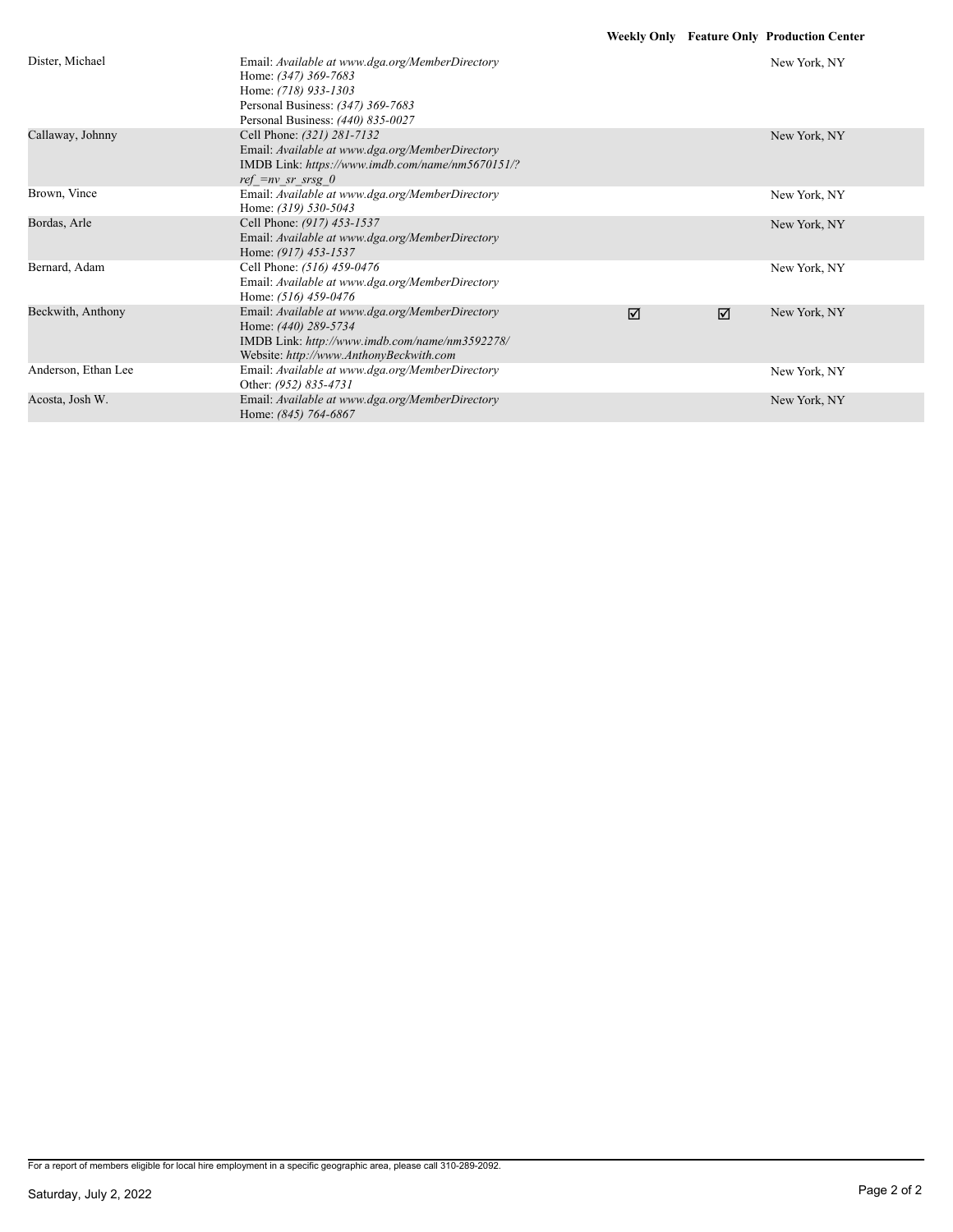| | | Weekly Only | Feature Only | Production Center |
|---|---|---|---|---|
| Dister, Michael | Email: *Available at www.dga.org/MemberDirectory*<br>Home: *(347) 369-7683*<br>Home: *(718) 933-1303*<br>Personal Business: *(347) 369-7683*<br>Personal Business: *(440) 835-0027* | | | New York, NY |
| Callaway, Johnny | Cell Phone: *(321) 281-7132*<br>Email: *Available at www.dga.org/MemberDirectory*<br>IMDB Link: *https://www.imdb.com/name/nm5670151/?ref_=nv_sr_srsg_0* | | | New York, NY |
| Brown, Vince | Email: *Available at www.dga.org/MemberDirectory*<br>Home: *(319) 530-5043* | | | New York, NY |
| Bordas, Arle | Cell Phone: *(917) 453-1537*<br>Email: *Available at www.dga.org/MemberDirectory*<br>Home: *(917) 453-1537* | | | New York, NY |
| Bernard, Adam | Cell Phone: *(516) 459-0476*<br>Email: *Available at www.dga.org/MemberDirectory*<br>Home: *(516) 459-0476* | | | New York, NY |
| Beckwith, Anthony | Email: *Available at www.dga.org/MemberDirectory*<br>Home: *(440) 289-5734*<br>IMDB Link: *http://www.imdb.com/name/nm3592278/*<br>Website: *http://www.AnthonyBeckwith.com* | ☑ | ☑ | New York, NY |
| Anderson, Ethan Lee | Email: *Available at www.dga.org/MemberDirectory*<br>Other: *(952) 835-4731* | | | New York, NY |
| Acosta, Josh W. | Email: *Available at www.dga.org/MemberDirectory*<br>Home: *(845) 764-6867* | | | New York, NY |

For a report of members eligible for local hire employment in a specific geographic area, please call 310-289-2092.

Saturday, July 2, 2022